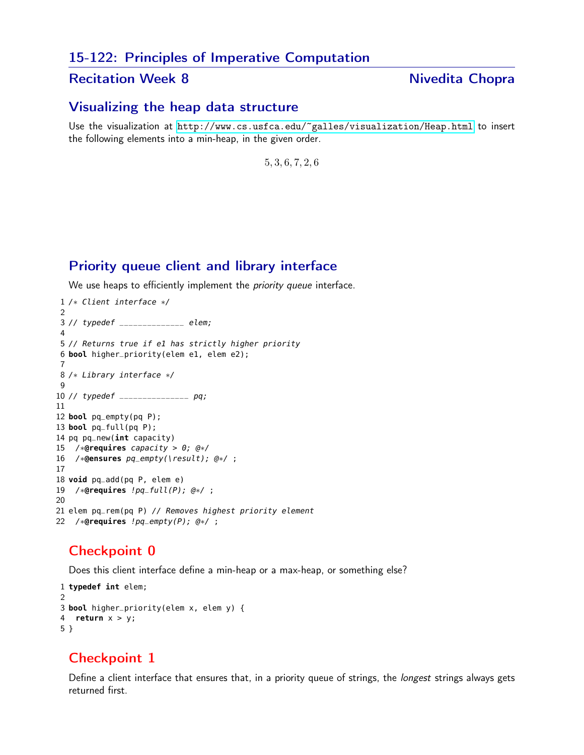# 15-122: Principles of Imperative Computation

## Recitation Week 8 — Nivedita Chopra

### Visualizing the heap data structure

Use the visualization at http://www.cs.usfca.edu/~galles/visualization/Heap.html to insert the following elements into a min-heap, in the given order.

$$5, 3, 6, 7, 2, 6$$

### Priority queue client and library interface

We use heaps to efficiently implement the *priority queue* interface.

```
1 /* Client interface */
2
3 // typedef ______________ elem;
4
5 // Returns true if e1 has strictly higher priority
6 bool higher_priority(elem e1, elem e2);
7
8 /* Library interface */
9
10 // typedef ______________ pq;
11
12 bool pq_empty(pq P);
13 bool pq_full(pq P);
14 pq pq_new(int capacity)
15   /*@requires capacity > 0; @*/
16   /*@ensures pq_empty(\result); @*/ ;
17
18 void pq_add(pq P, elem e)
19   /*@requires !pq_full(P); @*/ ;
20
21 elem pq_rem(pq P) // Removes highest priority element
22   /*@requires !pq_empty(P); @*/ ;
```

## Checkpoint 0

Does this client interface define a min-heap or a max-heap, or something else?

```
1 typedef int elem;
2
3 bool higher_priority(elem x, elem y) {
4   return x > y;
5 }
```

## Checkpoint 1

Define a client interface that ensures that, in a priority queue of strings, the *longest* strings always gets returned first.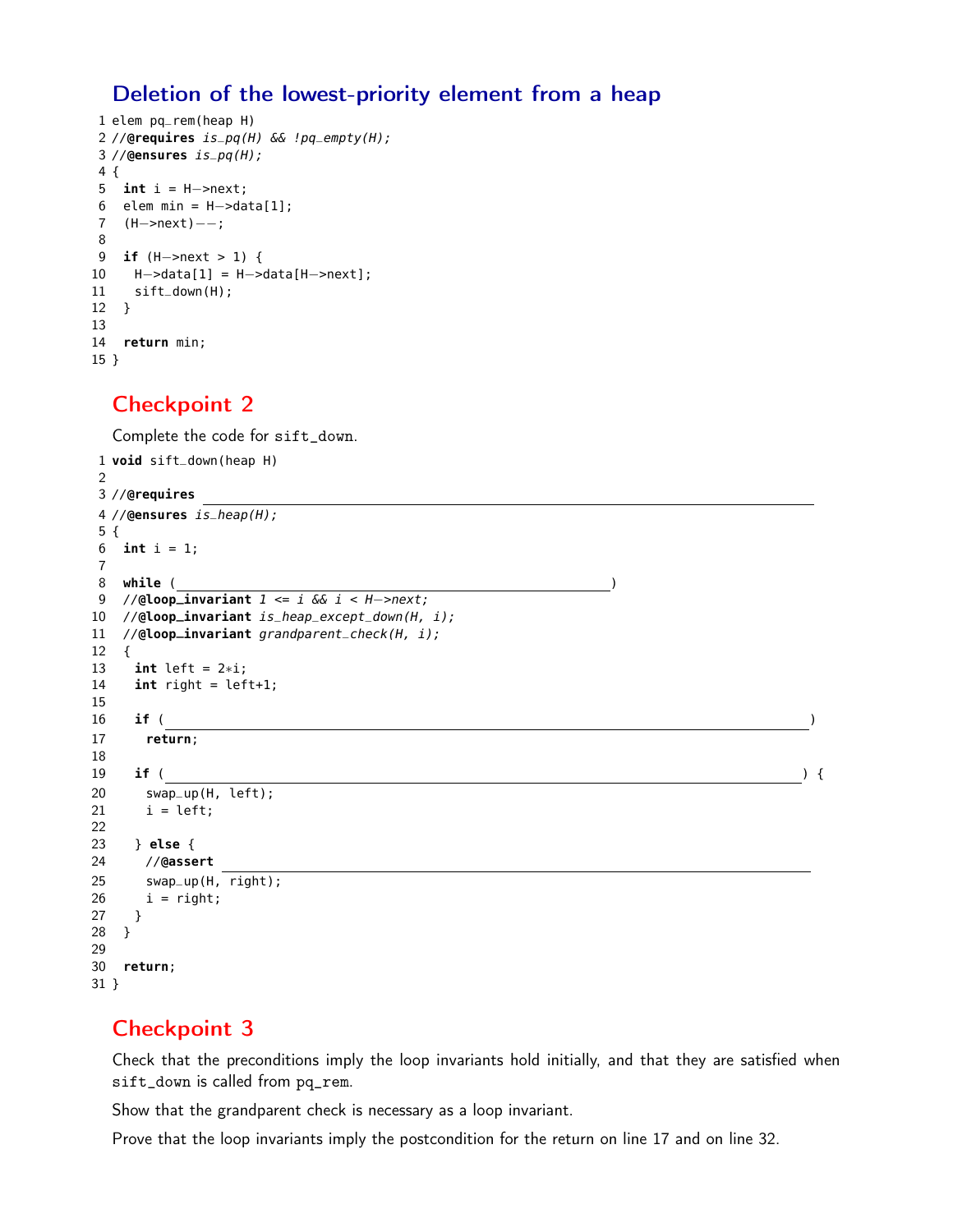## Deletion of the lowest-priority element from a heap

```
1 elem pq_rem(heap H)
2 //@requires is_pq(H) && !pq_empty(H);
3 //@ensures is_pq(H);
4 {
5   int i = H->next;
6   elem min = H->data[1];
7   (H->next)--;
8
9   if (H->next > 1) {
10    H->data[1] = H->data[H->next];
11    sift_down(H);
12  }
13
14  return min;
15 }
```

## Checkpoint 2

Complete the code for `sift_down`.

```
1 void sift_down(heap H)
2
3 //@requires ________________________________________________
4 //@ensures is_heap(H);
5 {
6   int i = 1;
7
8   while (__________________________________)
9   //@loop_invariant 1 <= i && i < H->next;
10  //@loop_invariant is_heap_except_down(H, i);
11  //@loop_invariant grandparent_check(H, i);
12  {
13    int left = 2*i;
14    int right = left+1;
15
16    if (________________________________________________)
17      return;
18
19    if (________________________________________________) {
20      swap_up(H, left);
21      i = left;
22
23    } else {
24      //@assert ____________________________________________
25      swap_up(H, right);
26      i = right;
27    }
28  }
29
30  return;
31 }
```

## Checkpoint 3

Check that the preconditions imply the loop invariants hold initially, and that they are satisfied when `sift_down` is called from `pq_rem`.

Show that the grandparent check is necessary as a loop invariant.

Prove that the loop invariants imply the postcondition for the return on line 17 and on line 32.